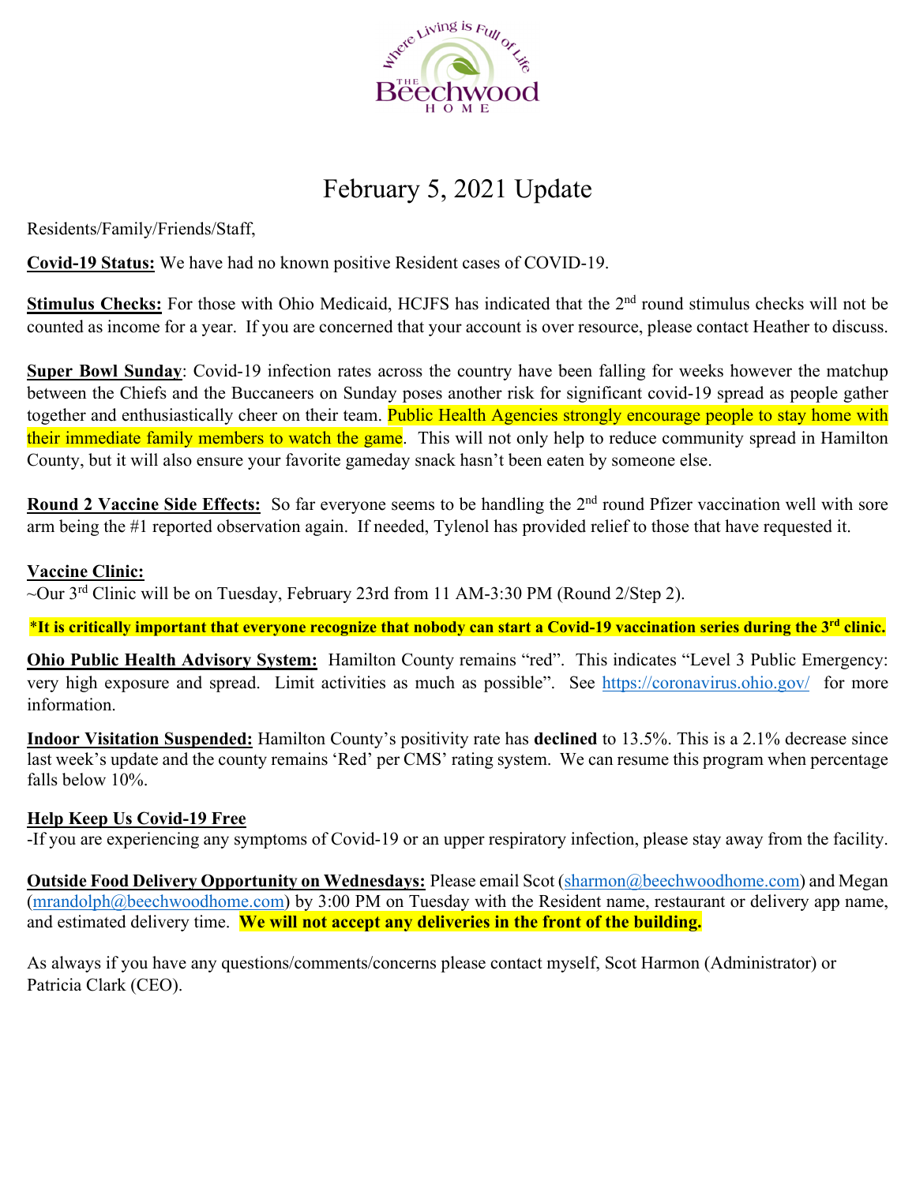# February 5, 2021 Update

Residents/Family/Friends/Staff,

**Covid-19 Status:** We have had no known positive Resident cases of COVID-19.

**Stimulus Checks:** For those with Ohio Medicaid, HCJFS has indicated that the 2nd round stimulus checks will not be counted as income for a year. If you are concerned that your account is over resource, please contact Heather to discuss.

**Super Bowl Sunday**: Covid-19 infection rates across the country have been falling for weeks however the matchup between the Chiefs and the Buccaneers on Sunday poses another risk for significant covid-19 spread as people gather together and enthusiastically cheer on their team. Public Health Agencies strongly encourage people to stay home with their immediate family members to watch the game. This will not only help to reduce community spread in Hamilton County, but it will also ensure your favorite gameday snack hasn't been eaten by someone else.

**Round 2 Vaccine Side Effects:** So far everyone seems to be handling the 2nd round Pfizer vaccination well with sore arm being the #1 reported observation again. If needed, Tylenol has provided relief to those that have requested it.

**Vaccine Clinic:**

~Our 3rd Clinic will be on Tuesday, February 23rd from 11 AM-3:30 PM (Round 2/Step 2).

**\*It is critically important that everyone recognize that nobody can start a Covid-19 vaccination series during the 3rd clinic.**

**Ohio Public Health Advisory System:** Hamilton County remains "red". This indicates "Level 3 Public Emergency: very high exposure and spread. Limit activities as much as possible". See https://coronavirus.ohio.gov/ for more information.

**Indoor Visitation Suspended:** Hamilton County's positivity rate has **declined** to 13.5%. This is a 2.1% decrease since last week's update and the county remains 'Red' per CMS' rating system. We can resume this program when percentage falls below 10%.

**Help Keep Us Covid-19 Free**

-If you are experiencing any symptoms of Covid-19 or an upper respiratory infection, please stay away from the facility.

**Outside Food Delivery Opportunity on Wednesdays:** Please email Scot (sharmon@beechwoodhome.com) and Megan (mrandolph@beechwoodhome.com) by 3:00 PM on Tuesday with the Resident name, restaurant or delivery app name, and estimated delivery time. **We will not accept any deliveries in the front of the building.**

As always if you have any questions/comments/concerns please contact myself, Scot Harmon (Administrator) or Patricia Clark (CEO).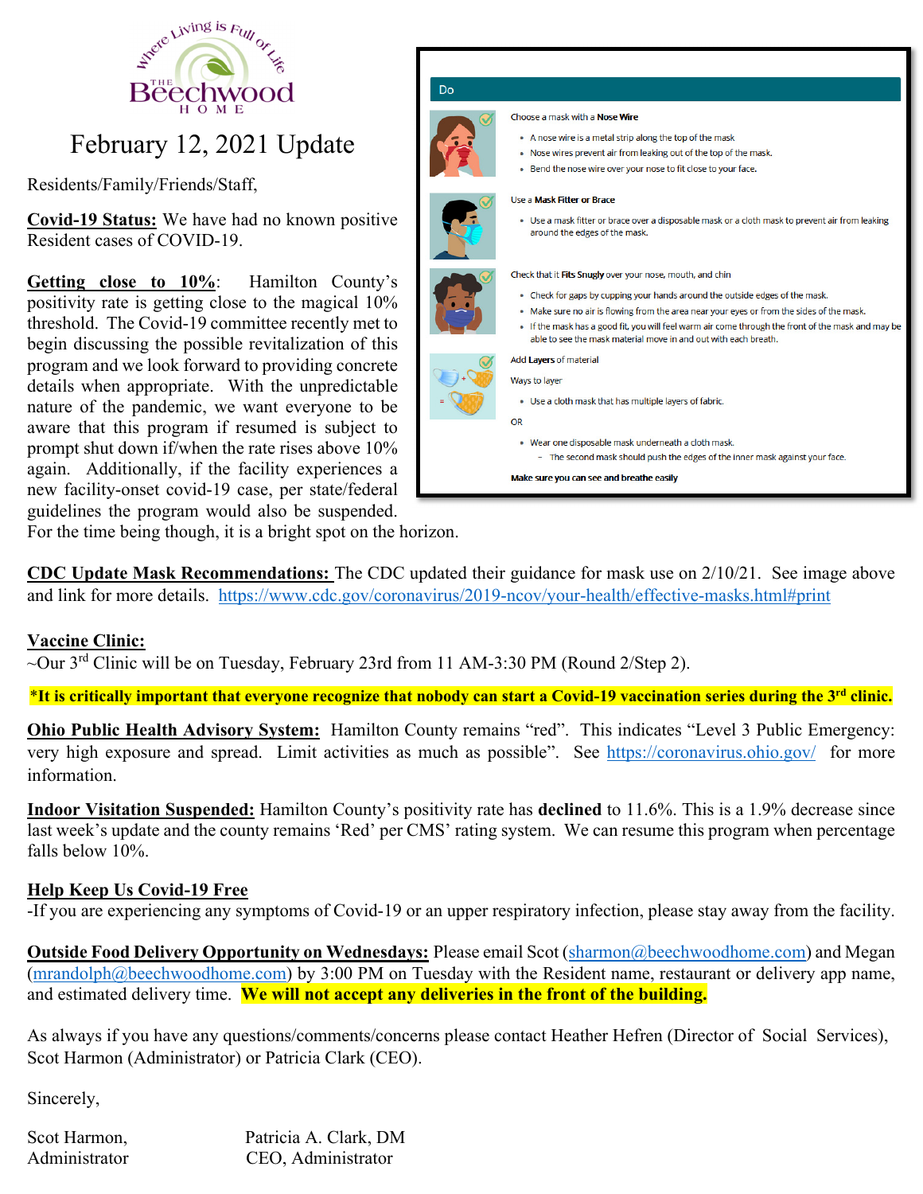The Beechwood Home — Where Living is Full of Life

# February 12, 2021 Update

Residents/Family/Friends/Staff,

**Covid-19 Status:** We have had no known positive Resident cases of COVID-19.

**Getting close to 10%**: Hamilton County's positivity rate is getting close to the magical 10% threshold. The Covid-19 committee recently met to begin discussing the possible revitalization of this program and we look forward to providing concrete details when appropriate. With the unpredictable nature of the pandemic, we want everyone to be aware that this program if resumed is subject to prompt shut down if/when the rate rises above 10% again. Additionally, if the facility experiences a new facility-onset covid-19 case, per state/federal guidelines the program would also be suspended. For the time being though, it is a bright spot on the horizon.

**Do**

Choose a mask with a **Nose Wire**

- A nose wire is a metal strip along the top of the mask
- Nose wires prevent air from leaking out of the top of the mask.
- Bend the nose wire over your nose to fit close to your face.

Use a **Mask Fitter or Brace**

- Use a mask fitter or brace over a disposable mask or a cloth mask to prevent air from leaking around the edges of the mask.

Check that it **Fits Snugly** over your nose, mouth, and chin

- Check for gaps by cupping your hands around the outside edges of the mask.
- Make sure no air is flowing from the area near your eyes or from the sides of the mask.
- If the mask has a good fit, you will feel warm air come through the front of the mask and may be able to see the mask material move in and out with each breath.

Add **Layers** of material

Ways to layer

- Use a cloth mask that has multiple layers of fabric.

OR

- Wear one disposable mask underneath a cloth mask.
  - The second mask should push the edges of the inner mask against your face.

**Make sure you can see and breathe easily**

**CDC Update Mask Recommendations:** The CDC updated their guidance for mask use on 2/10/21. See image above and link for more details. https://www.cdc.gov/coronavirus/2019-ncov/your-health/effective-masks.html#print

**Vaccine Clinic:**
~Our 3rd Clinic will be on Tuesday, February 23rd from 11 AM-3:30 PM (Round 2/Step 2).

***It is critically important that everyone recognize that nobody can start a Covid-19 vaccination series during the 3rd clinic.**

**Ohio Public Health Advisory System:** Hamilton County remains "red". This indicates "Level 3 Public Emergency: very high exposure and spread. Limit activities as much as possible". See https://coronavirus.ohio.gov/ for more information.

**Indoor Visitation Suspended:** Hamilton County's positivity rate has **declined** to 11.6%. This is a 1.9% decrease since last week's update and the county remains 'Red' per CMS' rating system. We can resume this program when percentage falls below 10%.

**Help Keep Us Covid-19 Free**
-If you are experiencing any symptoms of Covid-19 or an upper respiratory infection, please stay away from the facility.

**Outside Food Delivery Opportunity on Wednesdays:** Please email Scot (sharmon@beechwoodhome.com) and Megan (mrandolph@beechwoodhome.com) by 3:00 PM on Tuesday with the Resident name, restaurant or delivery app name, and estimated delivery time. **We will not accept any deliveries in the front of the building.**

As always if you have any questions/comments/concerns please contact Heather Hefren (Director of Social Services), Scot Harmon (Administrator) or Patricia Clark (CEO).

Sincerely,

Scot Harmon,
Administrator

Patricia A. Clark, DM
CEO, Administrator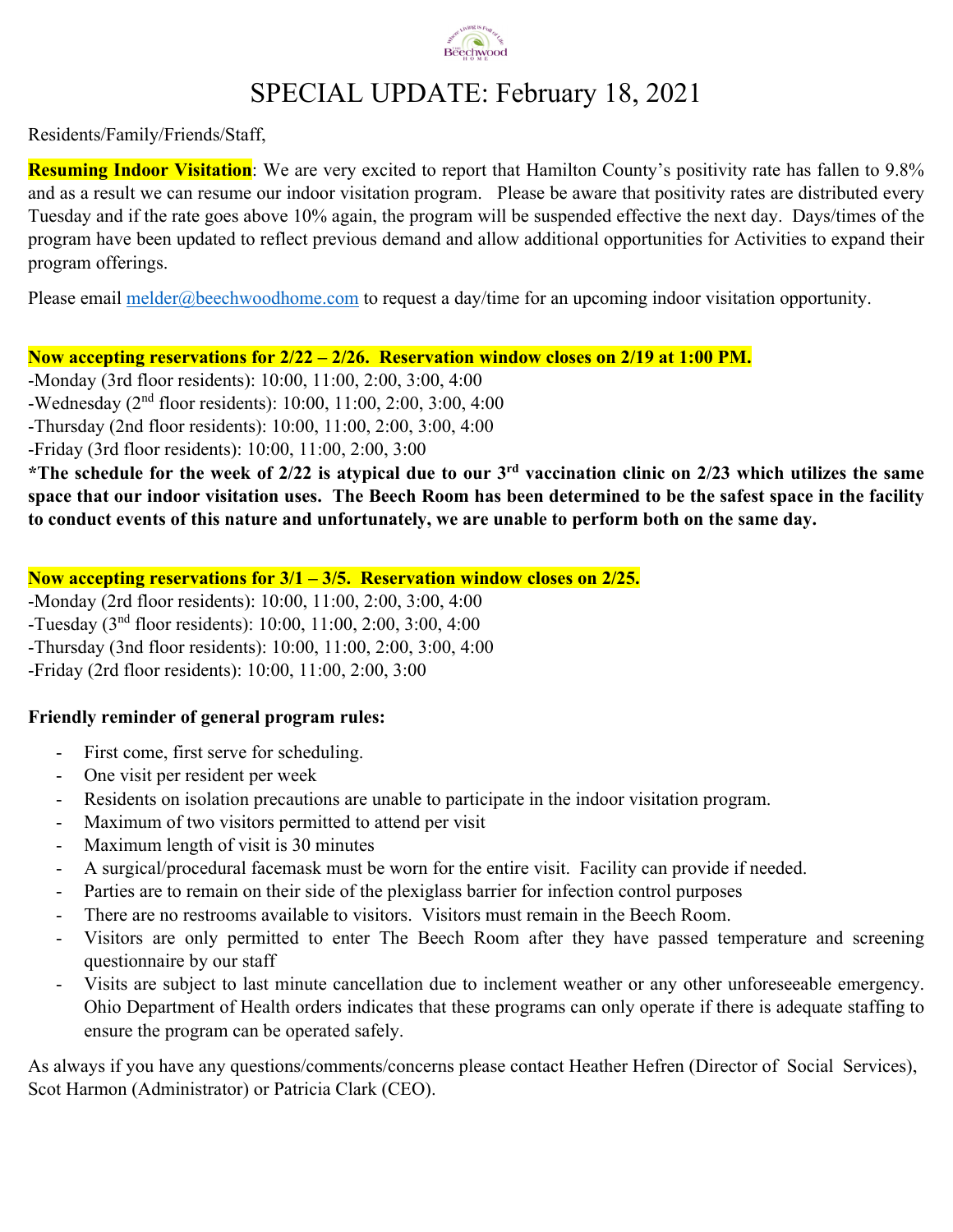# SPECIAL UPDATE: February 18, 2021

Residents/Family/Friends/Staff,

**Resuming Indoor Visitation**: We are very excited to report that Hamilton County's positivity rate has fallen to 9.8% and as a result we can resume our indoor visitation program. Please be aware that positivity rates are distributed every Tuesday and if the rate goes above 10% again, the program will be suspended effective the next day. Days/times of the program have been updated to reflect previous demand and allow additional opportunities for Activities to expand their program offerings.

Please email melder@beechwoodhome.com to request a day/time for an upcoming indoor visitation opportunity.

**Now accepting reservations for 2/22 – 2/26. Reservation window closes on 2/19 at 1:00 PM.**

-Monday (3rd floor residents): 10:00, 11:00, 2:00, 3:00, 4:00
-Wednesday (2nd floor residents): 10:00, 11:00, 2:00, 3:00, 4:00
-Thursday (2nd floor residents): 10:00, 11:00, 2:00, 3:00, 4:00
-Friday (3rd floor residents): 10:00, 11:00, 2:00, 3:00

**\*The schedule for the week of 2/22 is atypical due to our 3rd vaccination clinic on 2/23 which utilizes the same space that our indoor visitation uses. The Beech Room has been determined to be the safest space in the facility to conduct events of this nature and unfortunately, we are unable to perform both on the same day.**

**Now accepting reservations for 3/1 – 3/5. Reservation window closes on 2/25.**

-Monday (2rd floor residents): 10:00, 11:00, 2:00, 3:00, 4:00
-Tuesday (3rd floor residents): 10:00, 11:00, 2:00, 3:00, 4:00
-Thursday (3nd floor residents): 10:00, 11:00, 2:00, 3:00, 4:00
-Friday (2rd floor residents): 10:00, 11:00, 2:00, 3:00

**Friendly reminder of general program rules:**

- First come, first serve for scheduling.
- One visit per resident per week
- Residents on isolation precautions are unable to participate in the indoor visitation program.
- Maximum of two visitors permitted to attend per visit
- Maximum length of visit is 30 minutes
- A surgical/procedural facemask must be worn for the entire visit. Facility can provide if needed.
- Parties are to remain on their side of the plexiglass barrier for infection control purposes
- There are no restrooms available to visitors. Visitors must remain in the Beech Room.
- Visitors are only permitted to enter The Beech Room after they have passed temperature and screening questionnaire by our staff
- Visits are subject to last minute cancellation due to inclement weather or any other unforeseeable emergency. Ohio Department of Health orders indicates that these programs can only operate if there is adequate staffing to ensure the program can be operated safely.

As always if you have any questions/comments/concerns please contact Heather Hefren (Director of Social Services), Scot Harmon (Administrator) or Patricia Clark (CEO).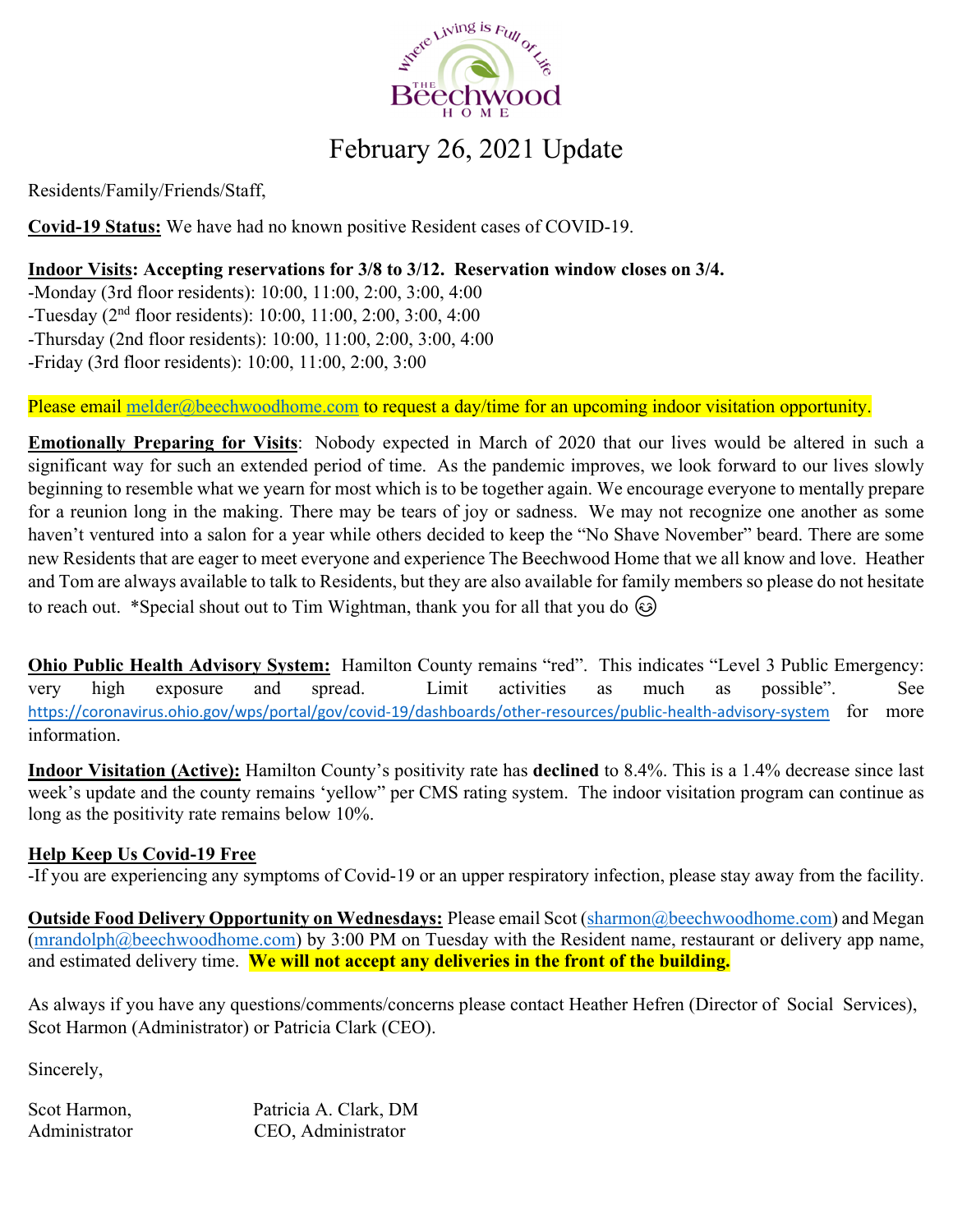Where Living is Full of Life
THE Beechwood HOME

# February 26, 2021 Update

Residents/Family/Friends/Staff,

**Covid-19 Status:** We have had no known positive Resident cases of COVID-19.

**Indoor Visits: Accepting reservations for 3/8 to 3/12. Reservation window closes on 3/4.**

-Monday (3rd floor residents): 10:00, 11:00, 2:00, 3:00, 4:00
-Tuesday (2nd floor residents): 10:00, 11:00, 2:00, 3:00, 4:00
-Thursday (2nd floor residents): 10:00, 11:00, 2:00, 3:00, 4:00
-Friday (3rd floor residents): 10:00, 11:00, 2:00, 3:00

Please email melder@beechwoodhome.com to request a day/time for an upcoming indoor visitation opportunity.

**Emotionally Preparing for Visits**: Nobody expected in March of 2020 that our lives would be altered in such a significant way for such an extended period of time. As the pandemic improves, we look forward to our lives slowly beginning to resemble what we yearn for most which is to be together again. We encourage everyone to mentally prepare for a reunion long in the making. There may be tears of joy or sadness. We may not recognize one another as some haven't ventured into a salon for a year while others decided to keep the "No Shave November" beard. There are some new Residents that are eager to meet everyone and experience The Beechwood Home that we all know and love. Heather and Tom are always available to talk to Residents, but they are also available for family members so please do not hesitate to reach out. *Special shout out to Tim Wightman, thank you for all that you do 😊

**Ohio Public Health Advisory System:** Hamilton County remains "red". This indicates "Level 3 Public Emergency: very high exposure and spread. Limit activities as much as possible". See https://coronavirus.ohio.gov/wps/portal/gov/covid-19/dashboards/other-resources/public-health-advisory-system for more information.

**Indoor Visitation (Active):** Hamilton County's positivity rate has **declined** to 8.4%. This is a 1.4% decrease since last week's update and the county remains 'yellow" per CMS rating system. The indoor visitation program can continue as long as the positivity rate remains below 10%.

**Help Keep Us Covid-19 Free**

-If you are experiencing any symptoms of Covid-19 or an upper respiratory infection, please stay away from the facility.

**Outside Food Delivery Opportunity on Wednesdays:** Please email Scot (sharmon@beechwoodhome.com) and Megan (mrandolph@beechwoodhome.com) by 3:00 PM on Tuesday with the Resident name, restaurant or delivery app name, and estimated delivery time. **We will not accept any deliveries in the front of the building.**

As always if you have any questions/comments/concerns please contact Heather Hefren (Director of Social Services), Scot Harmon (Administrator) or Patricia Clark (CEO).

Sincerely,

Scot Harmon,
Administrator

Patricia A. Clark, DM
CEO, Administrator